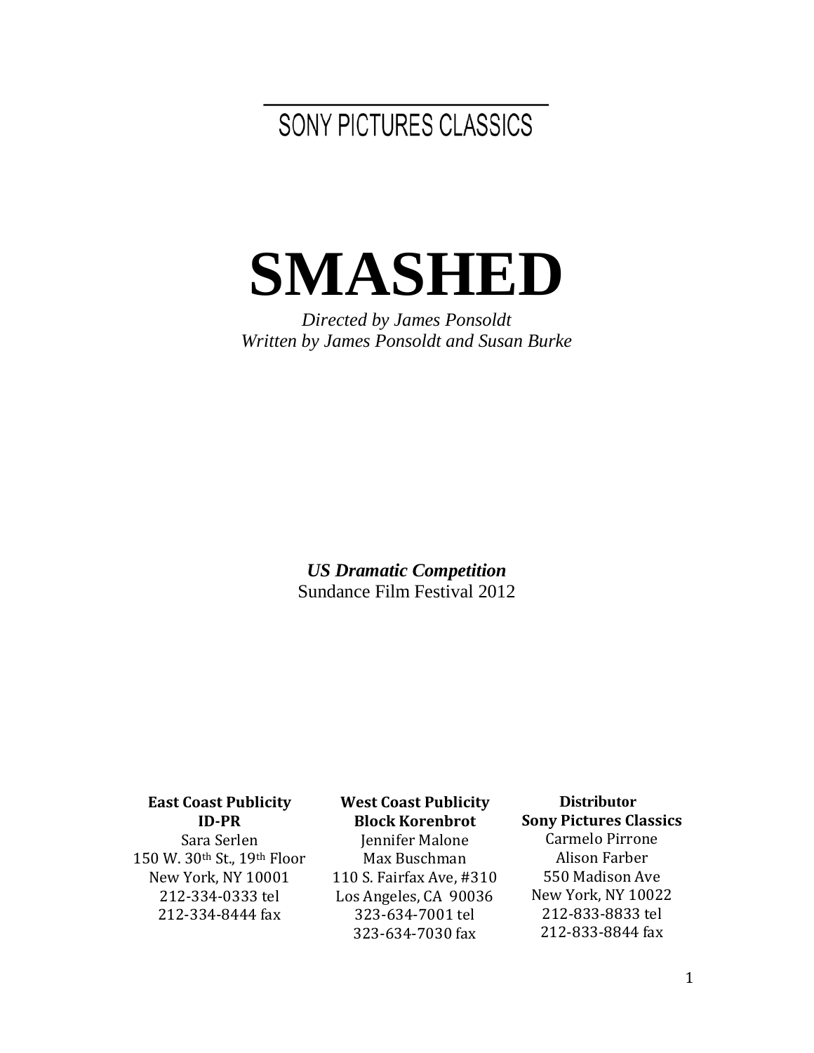SONY PICTURES CLASSICS

# SMASHED

*Directed by James Ponsoldt*
*Written by James Ponsoldt and Susan Burke*

***US Dramatic Competition***
Sundance Film Festival 2012

**East Coast Publicity**
**ID-PR**
Sara Serlen
150 W. 30th St., 19th Floor
New York, NY 10001
212-334-0333 tel
212-334-8444 fax

**West Coast Publicity**
**Block Korenbrot**
Jennifer Malone
Max Buschman
110 S. Fairfax Ave, #310
Los Angeles, CA 90036
323-634-7001 tel
323-634-7030 fax

**Distributor**
**Sony Pictures Classics**
Carmelo Pirrone
Alison Farber
550 Madison Ave
New York, NY 10022
212-833-8833 tel
212-833-8844 fax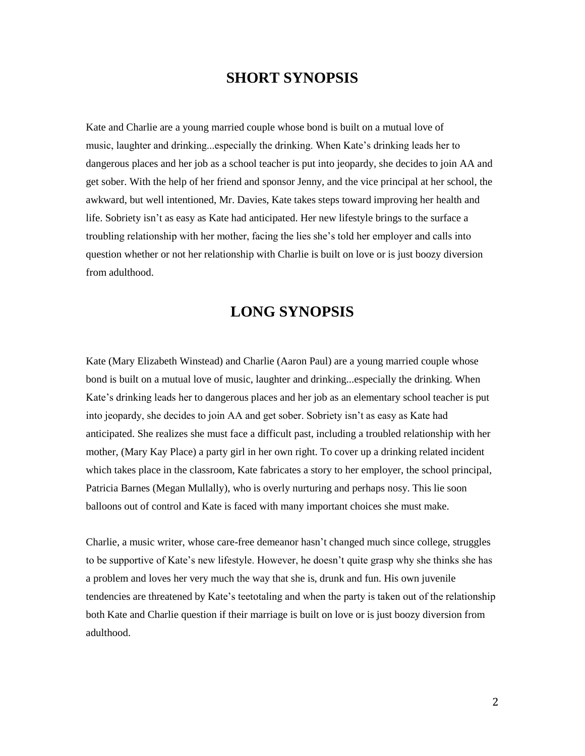## SHORT SYNOPSIS

Kate and Charlie are a young married couple whose bond is built on a mutual love of music, laughter and drinking...especially the drinking. When Kate's drinking leads her to dangerous places and her job as a school teacher is put into jeopardy, she decides to join AA and get sober. With the help of her friend and sponsor Jenny, and the vice principal at her school, the awkward, but well intentioned, Mr. Davies, Kate takes steps toward improving her health and life. Sobriety isn't as easy as Kate had anticipated. Her new lifestyle brings to the surface a troubling relationship with her mother, facing the lies she's told her employer and calls into question whether or not her relationship with Charlie is built on love or is just boozy diversion from adulthood.

## LONG SYNOPSIS

Kate (Mary Elizabeth Winstead) and Charlie (Aaron Paul) are a young married couple whose bond is built on a mutual love of music, laughter and drinking...especially the drinking. When Kate's drinking leads her to dangerous places and her job as an elementary school teacher is put into jeopardy, she decides to join AA and get sober. Sobriety isn't as easy as Kate had anticipated. She realizes she must face a difficult past, including a troubled relationship with her mother, (Mary Kay Place) a party girl in her own right. To cover up a drinking related incident which takes place in the classroom, Kate fabricates a story to her employer, the school principal, Patricia Barnes (Megan Mullally), who is overly nurturing and perhaps nosy. This lie soon balloons out of control and Kate is faced with many important choices she must make.

Charlie, a music writer, whose care-free demeanor hasn't changed much since college, struggles to be supportive of Kate's new lifestyle. However, he doesn't quite grasp why she thinks she has a problem and loves her very much the way that she is, drunk and fun. His own juvenile tendencies are threatened by Kate's teetotaling and when the party is taken out of the relationship both Kate and Charlie question if their marriage is built on love or is just boozy diversion from adulthood.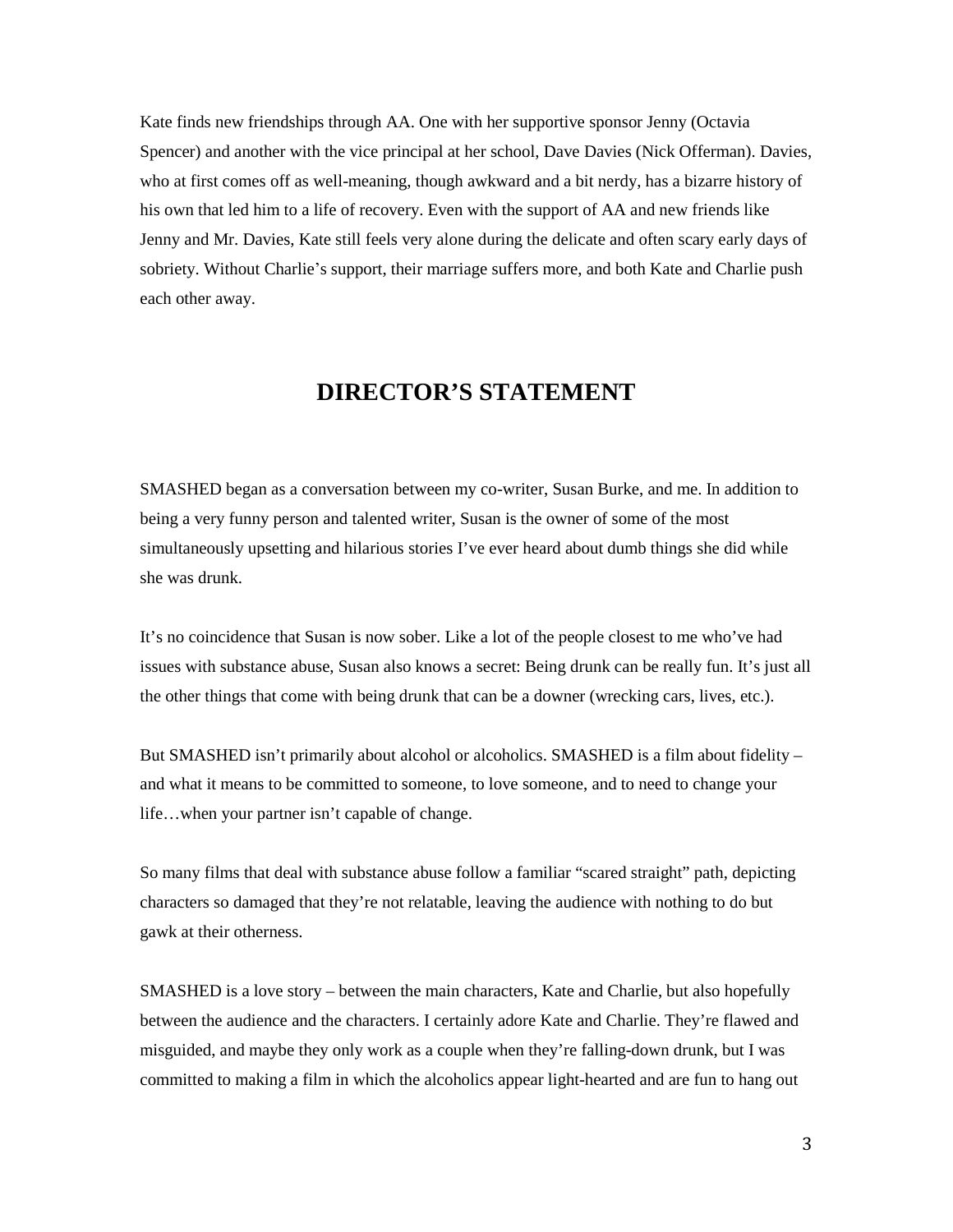Kate finds new friendships through AA. One with her supportive sponsor Jenny (Octavia Spencer) and another with the vice principal at her school, Dave Davies (Nick Offerman). Davies, who at first comes off as well-meaning, though awkward and a bit nerdy, has a bizarre history of his own that led him to a life of recovery. Even with the support of AA and new friends like Jenny and Mr. Davies, Kate still feels very alone during the delicate and often scary early days of sobriety. Without Charlie's support, their marriage suffers more, and both Kate and Charlie push each other away.

## DIRECTOR'S STATEMENT

SMASHED began as a conversation between my co-writer, Susan Burke, and me. In addition to being a very funny person and talented writer, Susan is the owner of some of the most simultaneously upsetting and hilarious stories I've ever heard about dumb things she did while she was drunk.

It's no coincidence that Susan is now sober. Like a lot of the people closest to me who've had issues with substance abuse, Susan also knows a secret: Being drunk can be really fun. It's just all the other things that come with being drunk that can be a downer (wrecking cars, lives, etc.).

But SMASHED isn't primarily about alcohol or alcoholics. SMASHED is a film about fidelity – and what it means to be committed to someone, to love someone, and to need to change your life…when your partner isn't capable of change.

So many films that deal with substance abuse follow a familiar "scared straight" path, depicting characters so damaged that they're not relatable, leaving the audience with nothing to do but gawk at their otherness.

SMASHED is a love story – between the main characters, Kate and Charlie, but also hopefully between the audience and the characters. I certainly adore Kate and Charlie. They're flawed and misguided, and maybe they only work as a couple when they're falling-down drunk, but I was committed to making a film in which the alcoholics appear light-hearted and are fun to hang out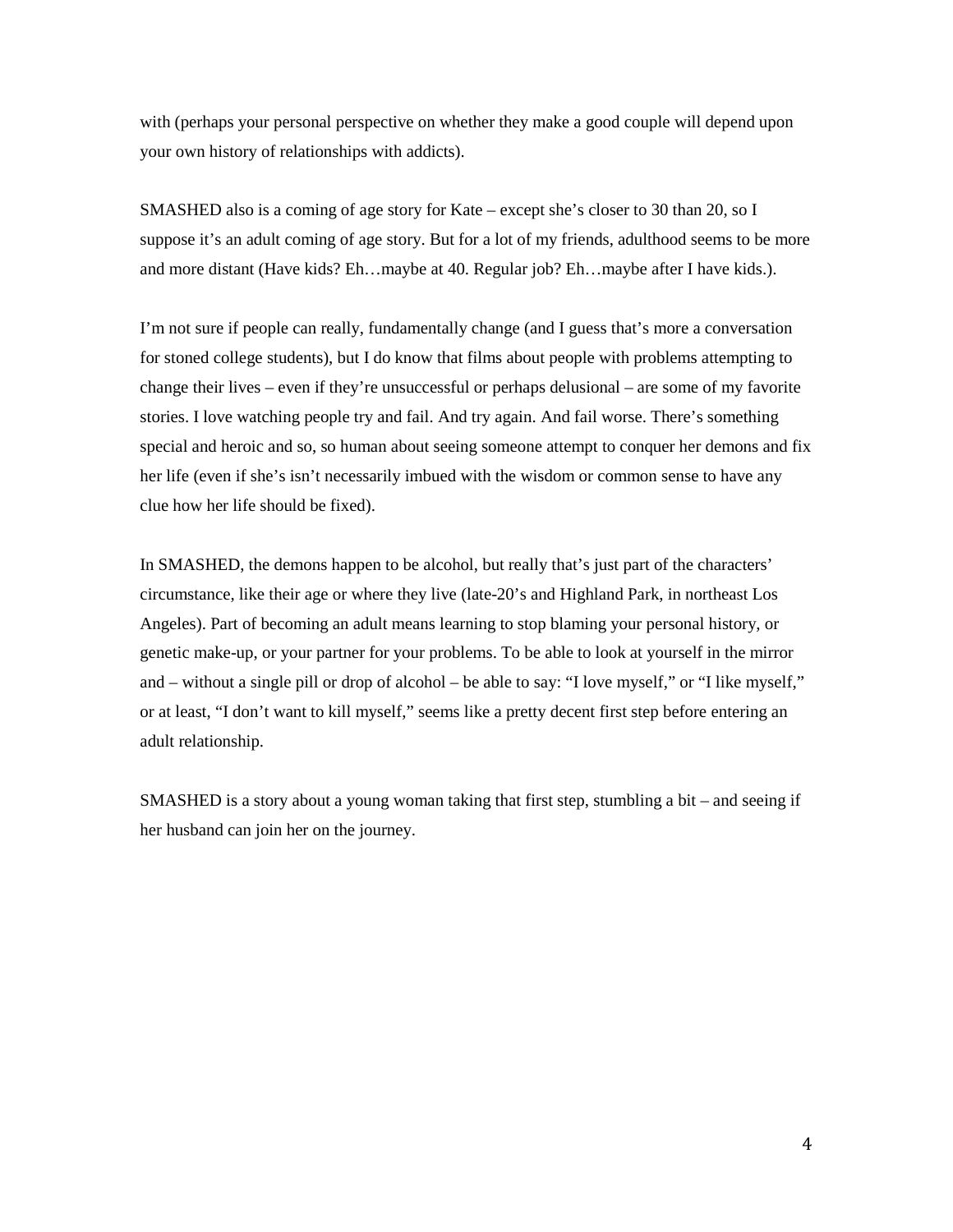with (perhaps your personal perspective on whether they make a good couple will depend upon your own history of relationships with addicts).

SMASHED also is a coming of age story for Kate – except she's closer to 30 than 20, so I suppose it's an adult coming of age story. But for a lot of my friends, adulthood seems to be more and more distant (Have kids? Eh…maybe at 40. Regular job? Eh…maybe after I have kids.).

I'm not sure if people can really, fundamentally change (and I guess that's more a conversation for stoned college students), but I do know that films about people with problems attempting to change their lives – even if they're unsuccessful or perhaps delusional – are some of my favorite stories. I love watching people try and fail. And try again. And fail worse. There's something special and heroic and so, so human about seeing someone attempt to conquer her demons and fix her life (even if she's isn't necessarily imbued with the wisdom or common sense to have any clue how her life should be fixed).

In SMASHED, the demons happen to be alcohol, but really that's just part of the characters' circumstance, like their age or where they live (late-20's and Highland Park, in northeast Los Angeles). Part of becoming an adult means learning to stop blaming your personal history, or genetic make-up, or your partner for your problems. To be able to look at yourself in the mirror and – without a single pill or drop of alcohol – be able to say: "I love myself," or "I like myself," or at least, "I don't want to kill myself," seems like a pretty decent first step before entering an adult relationship.

SMASHED is a story about a young woman taking that first step, stumbling a bit – and seeing if her husband can join her on the journey.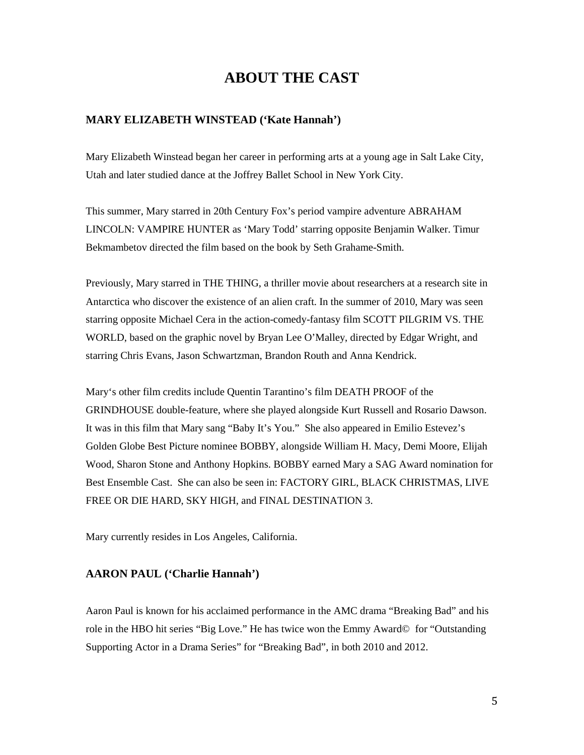# ABOUT THE CAST

### MARY ELIZABETH WINSTEAD ('Kate Hannah')

Mary Elizabeth Winstead began her career in performing arts at a young age in Salt Lake City, Utah and later studied dance at the Joffrey Ballet School in New York City.

This summer, Mary starred in 20th Century Fox's period vampire adventure ABRAHAM LINCOLN: VAMPIRE HUNTER as 'Mary Todd' starring opposite Benjamin Walker. Timur Bekmambetov directed the film based on the book by Seth Grahame-Smith.

Previously, Mary starred in THE THING, a thriller movie about researchers at a research site in Antarctica who discover the existence of an alien craft. In the summer of 2010, Mary was seen starring opposite Michael Cera in the action-comedy-fantasy film SCOTT PILGRIM VS. THE WORLD, based on the graphic novel by Bryan Lee O'Malley, directed by Edgar Wright, and starring Chris Evans, Jason Schwartzman, Brandon Routh and Anna Kendrick.

Mary's other film credits include Quentin Tarantino's film DEATH PROOF of the GRINDHOUSE double-feature, where she played alongside Kurt Russell and Rosario Dawson. It was in this film that Mary sang "Baby It's You." She also appeared in Emilio Estevez's Golden Globe Best Picture nominee BOBBY, alongside William H. Macy, Demi Moore, Elijah Wood, Sharon Stone and Anthony Hopkins. BOBBY earned Mary a SAG Award nomination for Best Ensemble Cast. She can also be seen in: FACTORY GIRL, BLACK CHRISTMAS, LIVE FREE OR DIE HARD, SKY HIGH, and FINAL DESTINATION 3.

Mary currently resides in Los Angeles, California.

### AARON PAUL ('Charlie Hannah')

Aaron Paul is known for his acclaimed performance in the AMC drama "Breaking Bad" and his role in the HBO hit series "Big Love." He has twice won the Emmy Award© for "Outstanding Supporting Actor in a Drama Series" for "Breaking Bad", in both 2010 and 2012.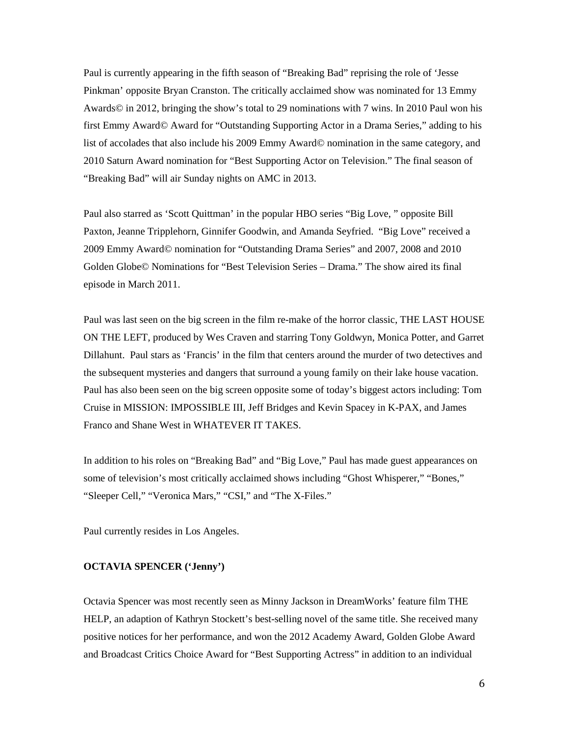Paul is currently appearing in the fifth season of "Breaking Bad" reprising the role of 'Jesse Pinkman' opposite Bryan Cranston. The critically acclaimed show was nominated for 13 Emmy Awards© in 2012, bringing the show's total to 29 nominations with 7 wins. In 2010 Paul won his first Emmy Award© Award for "Outstanding Supporting Actor in a Drama Series," adding to his list of accolades that also include his 2009 Emmy Award© nomination in the same category, and 2010 Saturn Award nomination for "Best Supporting Actor on Television." The final season of "Breaking Bad" will air Sunday nights on AMC in 2013.

Paul also starred as 'Scott Quittman' in the popular HBO series "Big Love, " opposite Bill Paxton, Jeanne Tripplehorn, Ginnifer Goodwin, and Amanda Seyfried. "Big Love" received a 2009 Emmy Award© nomination for "Outstanding Drama Series" and 2007, 2008 and 2010 Golden Globe© Nominations for "Best Television Series – Drama." The show aired its final episode in March 2011.

Paul was last seen on the big screen in the film re-make of the horror classic, THE LAST HOUSE ON THE LEFT, produced by Wes Craven and starring Tony Goldwyn, Monica Potter, and Garret Dillahunt. Paul stars as 'Francis' in the film that centers around the murder of two detectives and the subsequent mysteries and dangers that surround a young family on their lake house vacation. Paul has also been seen on the big screen opposite some of today's biggest actors including: Tom Cruise in MISSION: IMPOSSIBLE III, Jeff Bridges and Kevin Spacey in K-PAX, and James Franco and Shane West in WHATEVER IT TAKES.

In addition to his roles on "Breaking Bad" and "Big Love," Paul has made guest appearances on some of television's most critically acclaimed shows including "Ghost Whisperer," "Bones," "Sleeper Cell," "Veronica Mars," "CSI," and "The X-Files."

Paul currently resides in Los Angeles.

**OCTAVIA SPENCER ('Jenny')**

Octavia Spencer was most recently seen as Minny Jackson in DreamWorks' feature film THE HELP, an adaption of Kathryn Stockett's best-selling novel of the same title. She received many positive notices for her performance, and won the 2012 Academy Award, Golden Globe Award and Broadcast Critics Choice Award for "Best Supporting Actress" in addition to an individual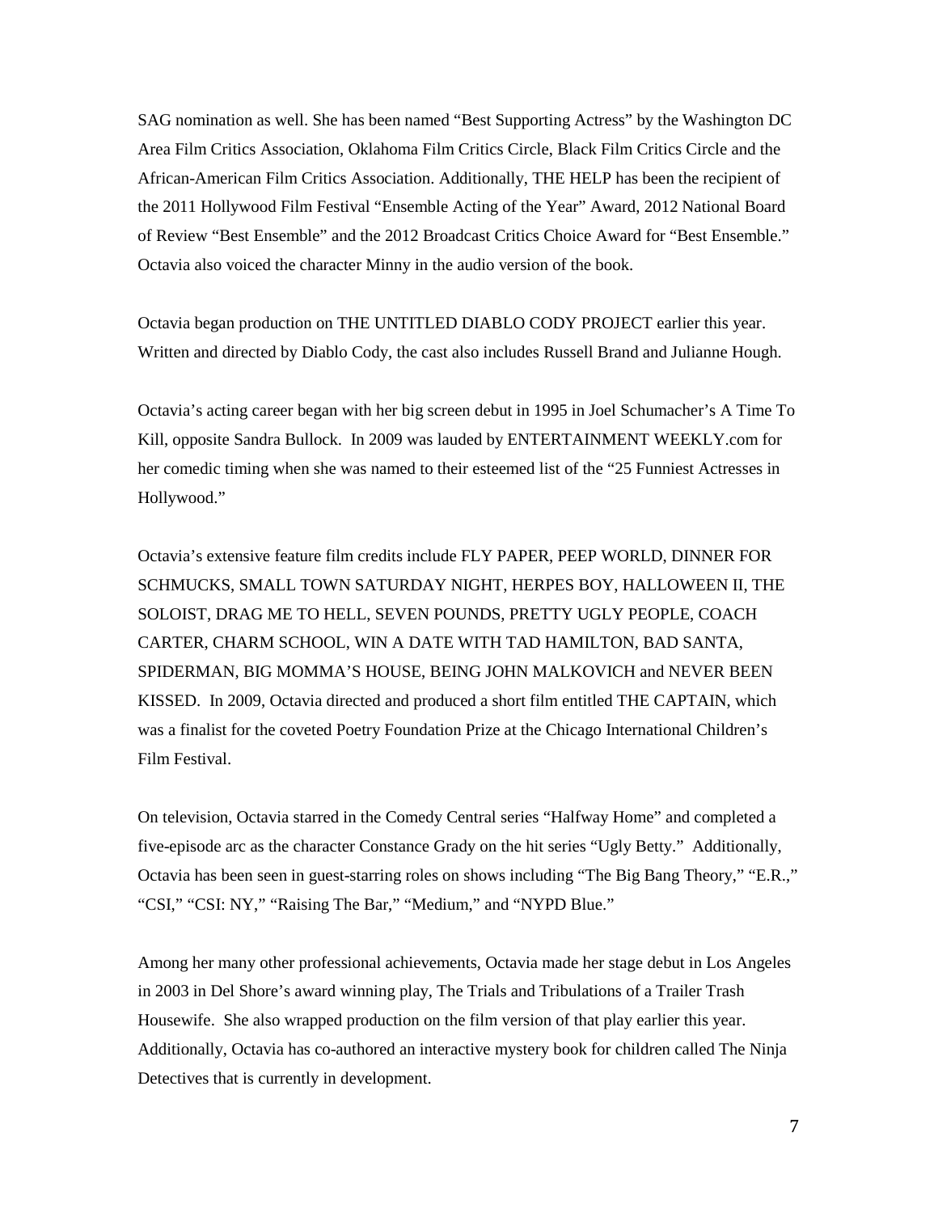SAG nomination as well. She has been named "Best Supporting Actress" by the Washington DC Area Film Critics Association, Oklahoma Film Critics Circle, Black Film Critics Circle and the African-American Film Critics Association. Additionally, THE HELP has been the recipient of the 2011 Hollywood Film Festival "Ensemble Acting of the Year" Award, 2012 National Board of Review "Best Ensemble" and the 2012 Broadcast Critics Choice Award for "Best Ensemble." Octavia also voiced the character Minny in the audio version of the book.

Octavia began production on THE UNTITLED DIABLO CODY PROJECT earlier this year. Written and directed by Diablo Cody, the cast also includes Russell Brand and Julianne Hough.

Octavia's acting career began with her big screen debut in 1995 in Joel Schumacher's A Time To Kill, opposite Sandra Bullock. In 2009 was lauded by ENTERTAINMENT WEEKLY.com for her comedic timing when she was named to their esteemed list of the "25 Funniest Actresses in Hollywood."

Octavia's extensive feature film credits include FLY PAPER, PEEP WORLD, DINNER FOR SCHMUCKS, SMALL TOWN SATURDAY NIGHT, HERPES BOY, HALLOWEEN II, THE SOLOIST, DRAG ME TO HELL, SEVEN POUNDS, PRETTY UGLY PEOPLE, COACH CARTER, CHARM SCHOOL, WIN A DATE WITH TAD HAMILTON, BAD SANTA, SPIDERMAN, BIG MOMMA'S HOUSE, BEING JOHN MALKOVICH and NEVER BEEN KISSED. In 2009, Octavia directed and produced a short film entitled THE CAPTAIN, which was a finalist for the coveted Poetry Foundation Prize at the Chicago International Children's Film Festival.

On television, Octavia starred in the Comedy Central series "Halfway Home" and completed a five-episode arc as the character Constance Grady on the hit series "Ugly Betty." Additionally, Octavia has been seen in guest-starring roles on shows including "The Big Bang Theory," "E.R.," "CSI," "CSI: NY," "Raising The Bar," "Medium," and "NYPD Blue."

Among her many other professional achievements, Octavia made her stage debut in Los Angeles in 2003 in Del Shore's award winning play, The Trials and Tribulations of a Trailer Trash Housewife. She also wrapped production on the film version of that play earlier this year. Additionally, Octavia has co-authored an interactive mystery book for children called The Ninja Detectives that is currently in development.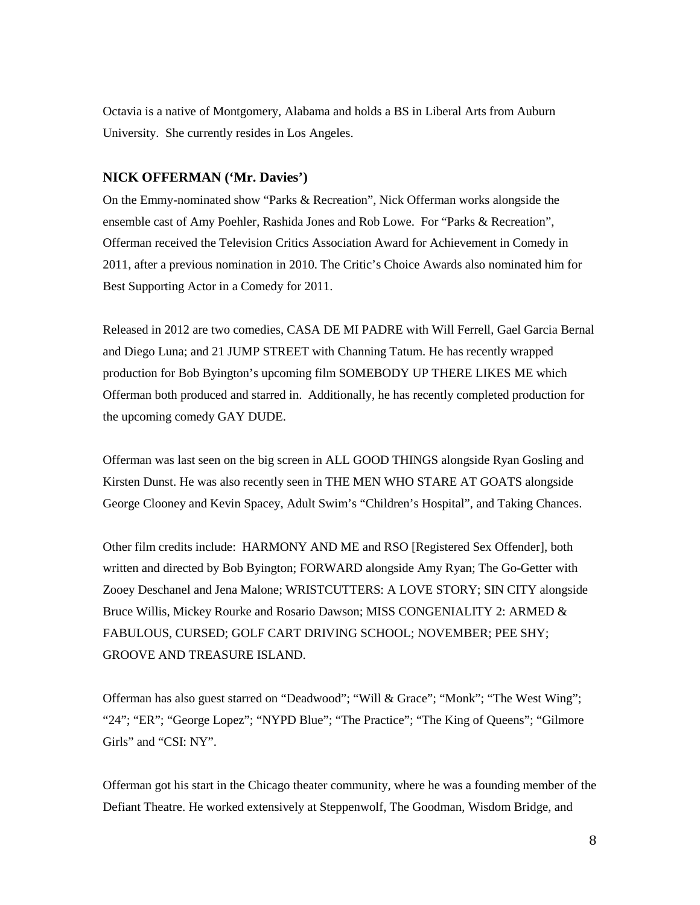Octavia is a native of Montgomery, Alabama and holds a BS in Liberal Arts from Auburn University. She currently resides in Los Angeles.

### NICK OFFERMAN ('Mr. Davies')

On the Emmy-nominated show "Parks & Recreation", Nick Offerman works alongside the ensemble cast of Amy Poehler, Rashida Jones and Rob Lowe. For "Parks & Recreation", Offerman received the Television Critics Association Award for Achievement in Comedy in 2011, after a previous nomination in 2010. The Critic's Choice Awards also nominated him for Best Supporting Actor in a Comedy for 2011.

Released in 2012 are two comedies, CASA DE MI PADRE with Will Ferrell, Gael Garcia Bernal and Diego Luna; and 21 JUMP STREET with Channing Tatum. He has recently wrapped production for Bob Byington's upcoming film SOMEBODY UP THERE LIKES ME which Offerman both produced and starred in. Additionally, he has recently completed production for the upcoming comedy GAY DUDE.

Offerman was last seen on the big screen in ALL GOOD THINGS alongside Ryan Gosling and Kirsten Dunst. He was also recently seen in THE MEN WHO STARE AT GOATS alongside George Clooney and Kevin Spacey, Adult Swim's "Children's Hospital", and Taking Chances.

Other film credits include: HARMONY AND ME and RSO [Registered Sex Offender], both written and directed by Bob Byington; FORWARD alongside Amy Ryan; The Go-Getter with Zooey Deschanel and Jena Malone; WRISTCUTTERS: A LOVE STORY; SIN CITY alongside Bruce Willis, Mickey Rourke and Rosario Dawson; MISS CONGENIALITY 2: ARMED & FABULOUS, CURSED; GOLF CART DRIVING SCHOOL; NOVEMBER; PEE SHY; GROOVE AND TREASURE ISLAND.

Offerman has also guest starred on "Deadwood"; "Will & Grace"; "Monk"; "The West Wing"; "24"; "ER"; "George Lopez"; "NYPD Blue"; "The Practice"; "The King of Queens"; "Gilmore Girls" and "CSI: NY".

Offerman got his start in the Chicago theater community, where he was a founding member of the Defiant Theatre. He worked extensively at Steppenwolf, The Goodman, Wisdom Bridge, and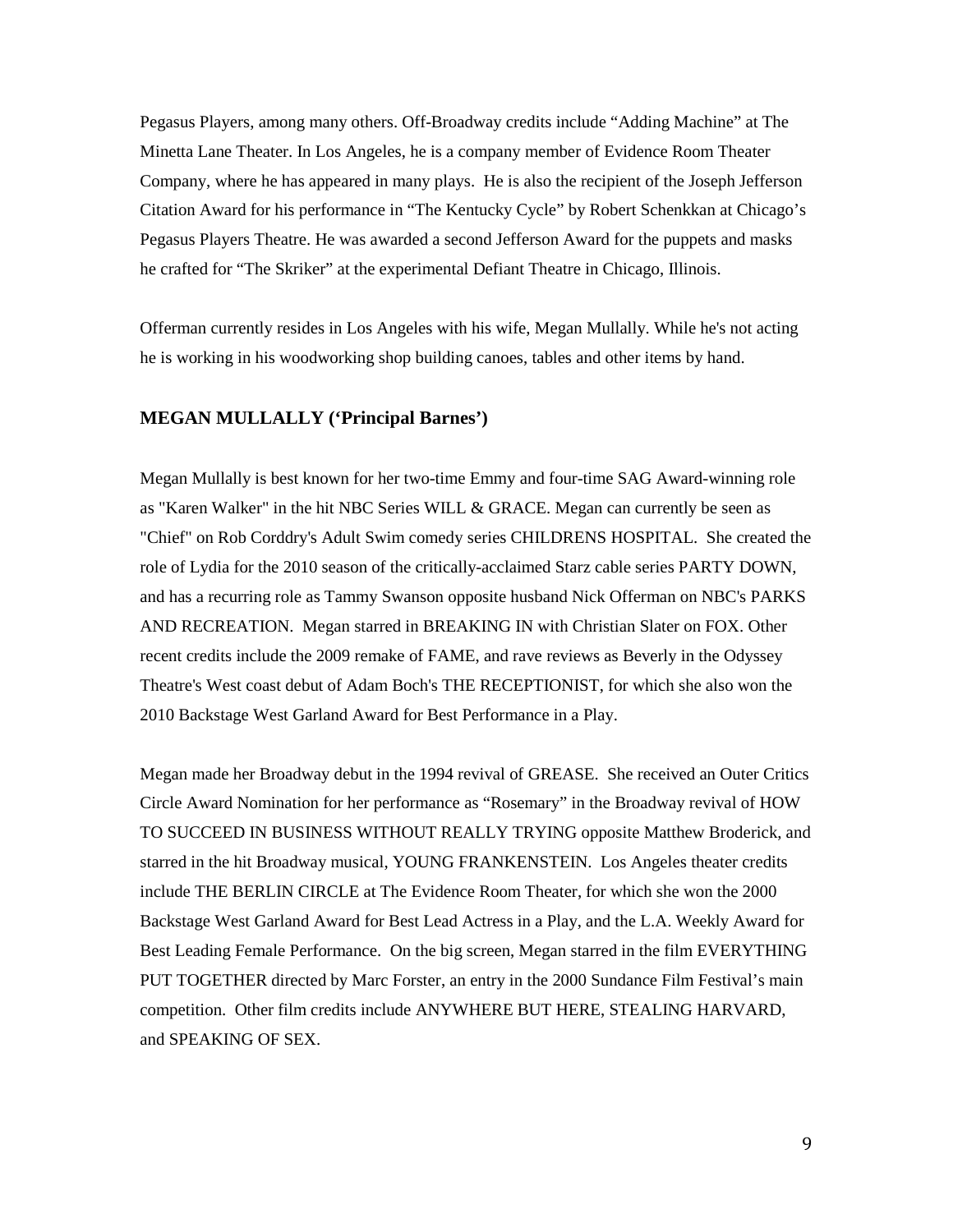Pegasus Players, among many others. Off-Broadway credits include "Adding Machine" at The Minetta Lane Theater. In Los Angeles, he is a company member of Evidence Room Theater Company, where he has appeared in many plays. He is also the recipient of the Joseph Jefferson Citation Award for his performance in "The Kentucky Cycle" by Robert Schenkkan at Chicago's Pegasus Players Theatre. He was awarded a second Jefferson Award for the puppets and masks he crafted for "The Skriker" at the experimental Defiant Theatre in Chicago, Illinois.

Offerman currently resides in Los Angeles with his wife, Megan Mullally. While he's not acting he is working in his woodworking shop building canoes, tables and other items by hand.

### MEGAN MULLALLY ('Principal Barnes')

Megan Mullally is best known for her two-time Emmy and four-time SAG Award-winning role as "Karen Walker" in the hit NBC Series WILL & GRACE. Megan can currently be seen as "Chief" on Rob Corddry's Adult Swim comedy series CHILDRENS HOSPITAL. She created the role of Lydia for the 2010 season of the critically-acclaimed Starz cable series PARTY DOWN, and has a recurring role as Tammy Swanson opposite husband Nick Offerman on NBC's PARKS AND RECREATION. Megan starred in BREAKING IN with Christian Slater on FOX. Other recent credits include the 2009 remake of FAME, and rave reviews as Beverly in the Odyssey Theatre's West coast debut of Adam Boch's THE RECEPTIONIST, for which she also won the 2010 Backstage West Garland Award for Best Performance in a Play.

Megan made her Broadway debut in the 1994 revival of GREASE. She received an Outer Critics Circle Award Nomination for her performance as "Rosemary" in the Broadway revival of HOW TO SUCCEED IN BUSINESS WITHOUT REALLY TRYING opposite Matthew Broderick, and starred in the hit Broadway musical, YOUNG FRANKENSTEIN. Los Angeles theater credits include THE BERLIN CIRCLE at The Evidence Room Theater, for which she won the 2000 Backstage West Garland Award for Best Lead Actress in a Play, and the L.A. Weekly Award for Best Leading Female Performance. On the big screen, Megan starred in the film EVERYTHING PUT TOGETHER directed by Marc Forster, an entry in the 2000 Sundance Film Festival's main competition. Other film credits include ANYWHERE BUT HERE, STEALING HARVARD, and SPEAKING OF SEX.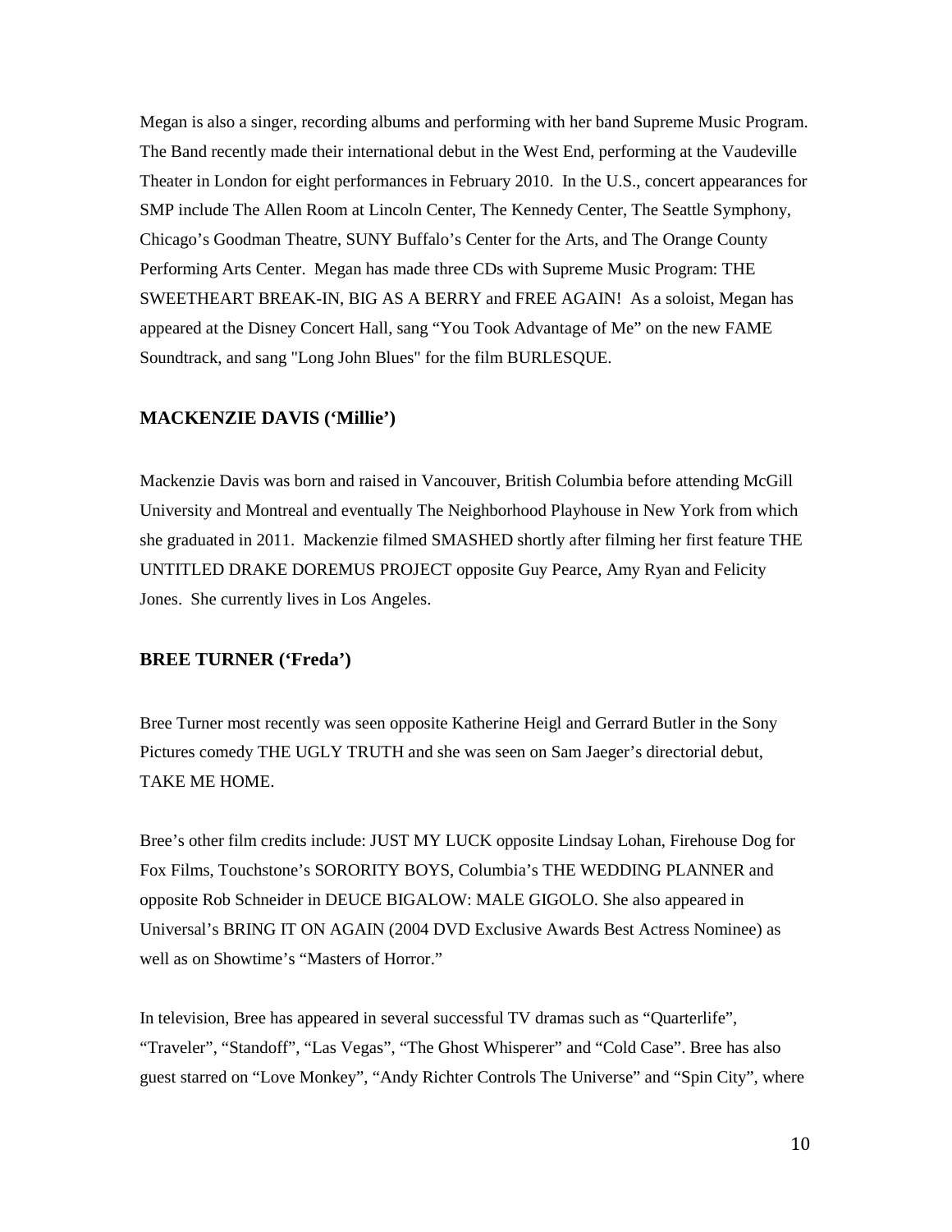Megan is also a singer, recording albums and performing with her band Supreme Music Program. The Band recently made their international debut in the West End, performing at the Vaudeville Theater in London for eight performances in February 2010. In the U.S., concert appearances for SMP include The Allen Room at Lincoln Center, The Kennedy Center, The Seattle Symphony, Chicago's Goodman Theatre, SUNY Buffalo's Center for the Arts, and The Orange County Performing Arts Center. Megan has made three CDs with Supreme Music Program: THE SWEETHEART BREAK-IN, BIG AS A BERRY and FREE AGAIN! As a soloist, Megan has appeared at the Disney Concert Hall, sang "You Took Advantage of Me" on the new FAME Soundtrack, and sang "Long John Blues" for the film BURLESQUE.

### MACKENZIE DAVIS ('Millie')

Mackenzie Davis was born and raised in Vancouver, British Columbia before attending McGill University and Montreal and eventually The Neighborhood Playhouse in New York from which she graduated in 2011. Mackenzie filmed SMASHED shortly after filming her first feature THE UNTITLED DRAKE DOREMUS PROJECT opposite Guy Pearce, Amy Ryan and Felicity Jones. She currently lives in Los Angeles.

### BREE TURNER ('Freda')

Bree Turner most recently was seen opposite Katherine Heigl and Gerrard Butler in the Sony Pictures comedy THE UGLY TRUTH and she was seen on Sam Jaeger's directorial debut, TAKE ME HOME.

Bree's other film credits include: JUST MY LUCK opposite Lindsay Lohan, Firehouse Dog for Fox Films, Touchstone's SORORITY BOYS, Columbia's THE WEDDING PLANNER and opposite Rob Schneider in DEUCE BIGALOW: MALE GIGOLO. She also appeared in Universal's BRING IT ON AGAIN (2004 DVD Exclusive Awards Best Actress Nominee) as well as on Showtime's "Masters of Horror."

In television, Bree has appeared in several successful TV dramas such as "Quarterlife", "Traveler", "Standoff", "Las Vegas", "The Ghost Whisperer" and "Cold Case". Bree has also guest starred on "Love Monkey", "Andy Richter Controls The Universe" and "Spin City", where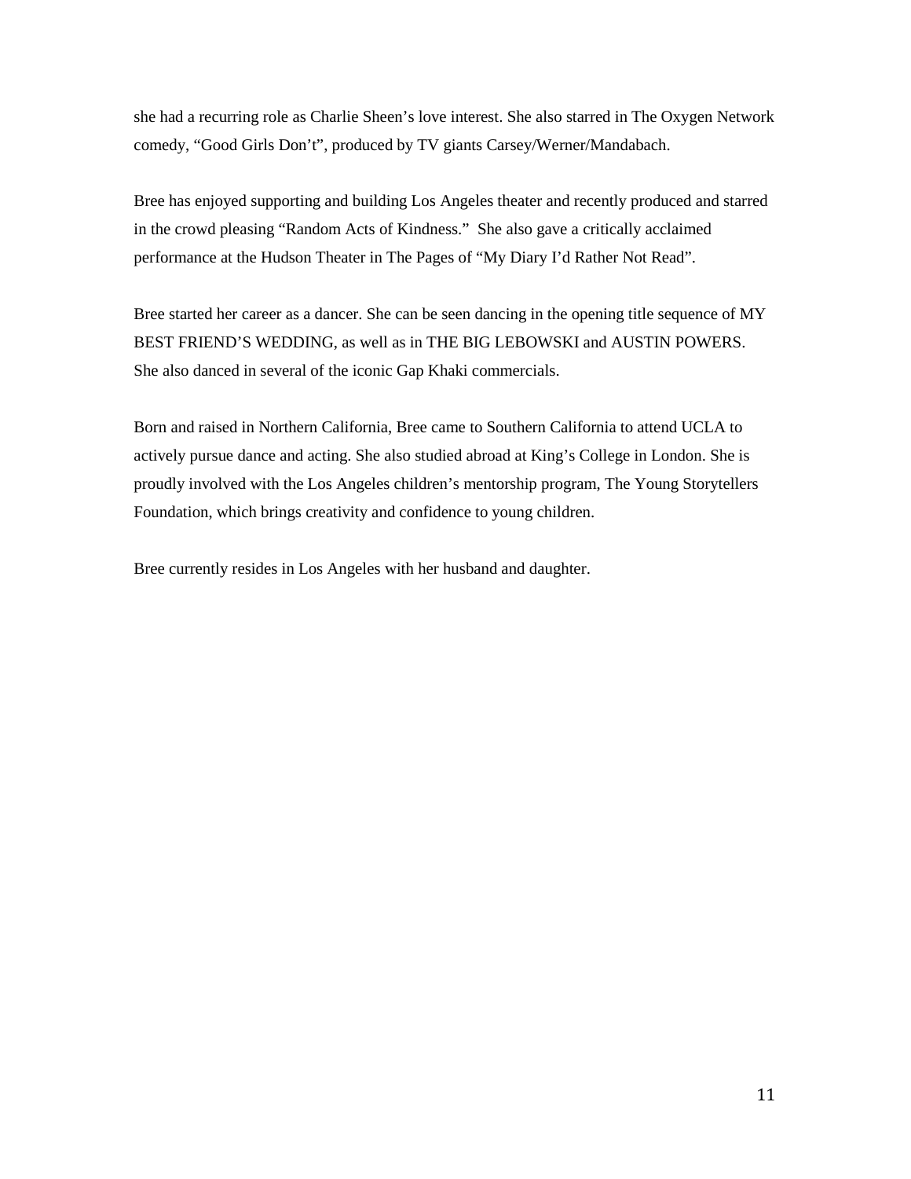she had a recurring role as Charlie Sheen's love interest. She also starred in The Oxygen Network comedy, "Good Girls Don't", produced by TV giants Carsey/Werner/Mandabach.

Bree has enjoyed supporting and building Los Angeles theater and recently produced and starred in the crowd pleasing "Random Acts of Kindness." She also gave a critically acclaimed performance at the Hudson Theater in The Pages of "My Diary I'd Rather Not Read".

Bree started her career as a dancer. She can be seen dancing in the opening title sequence of MY BEST FRIEND'S WEDDING, as well as in THE BIG LEBOWSKI and AUSTIN POWERS. She also danced in several of the iconic Gap Khaki commercials.

Born and raised in Northern California, Bree came to Southern California to attend UCLA to actively pursue dance and acting. She also studied abroad at King's College in London. She is proudly involved with the Los Angeles children's mentorship program, The Young Storytellers Foundation, which brings creativity and confidence to young children.

Bree currently resides in Los Angeles with her husband and daughter.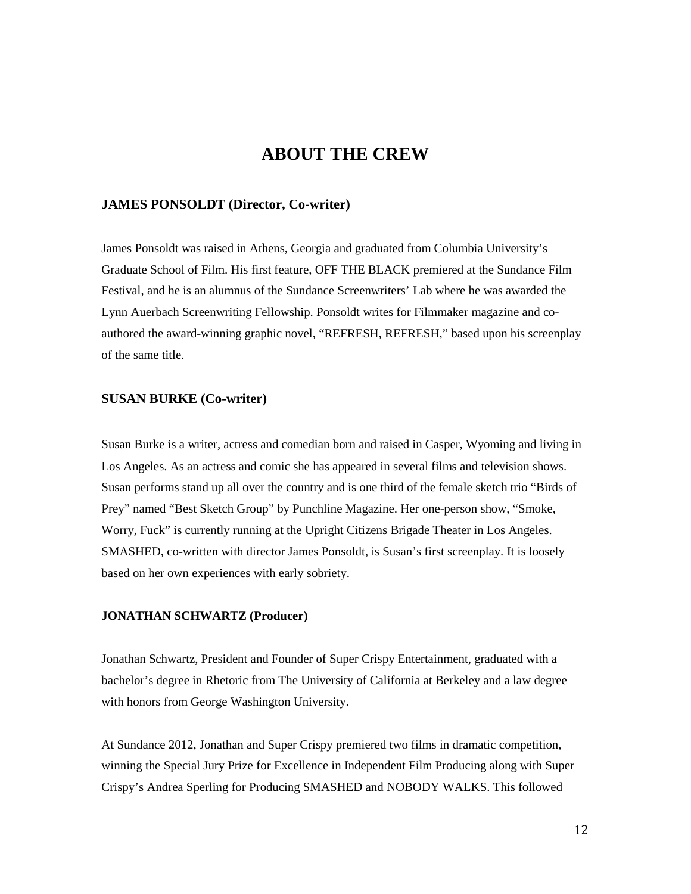# ABOUT THE CREW

### JAMES PONSOLDT (Director, Co-writer)

James Ponsoldt was raised in Athens, Georgia and graduated from Columbia University's Graduate School of Film. His first feature, OFF THE BLACK premiered at the Sundance Film Festival, and he is an alumnus of the Sundance Screenwriters' Lab where he was awarded the Lynn Auerbach Screenwriting Fellowship. Ponsoldt writes for Filmmaker magazine and co-authored the award-winning graphic novel, "REFRESH, REFRESH," based upon his screenplay of the same title.

### SUSAN BURKE (Co-writer)

Susan Burke is a writer, actress and comedian born and raised in Casper, Wyoming and living in Los Angeles. As an actress and comic she has appeared in several films and television shows. Susan performs stand up all over the country and is one third of the female sketch trio "Birds of Prey" named "Best Sketch Group" by Punchline Magazine. Her one-person show, "Smoke, Worry, Fuck" is currently running at the Upright Citizens Brigade Theater in Los Angeles. SMASHED, co-written with director James Ponsoldt, is Susan's first screenplay. It is loosely based on her own experiences with early sobriety.

### JONATHAN SCHWARTZ (Producer)

Jonathan Schwartz, President and Founder of Super Crispy Entertainment, graduated with a bachelor's degree in Rhetoric from The University of California at Berkeley and a law degree with honors from George Washington University.

At Sundance 2012, Jonathan and Super Crispy premiered two films in dramatic competition, winning the Special Jury Prize for Excellence in Independent Film Producing along with Super Crispy's Andrea Sperling for Producing SMASHED and NOBODY WALKS. This followed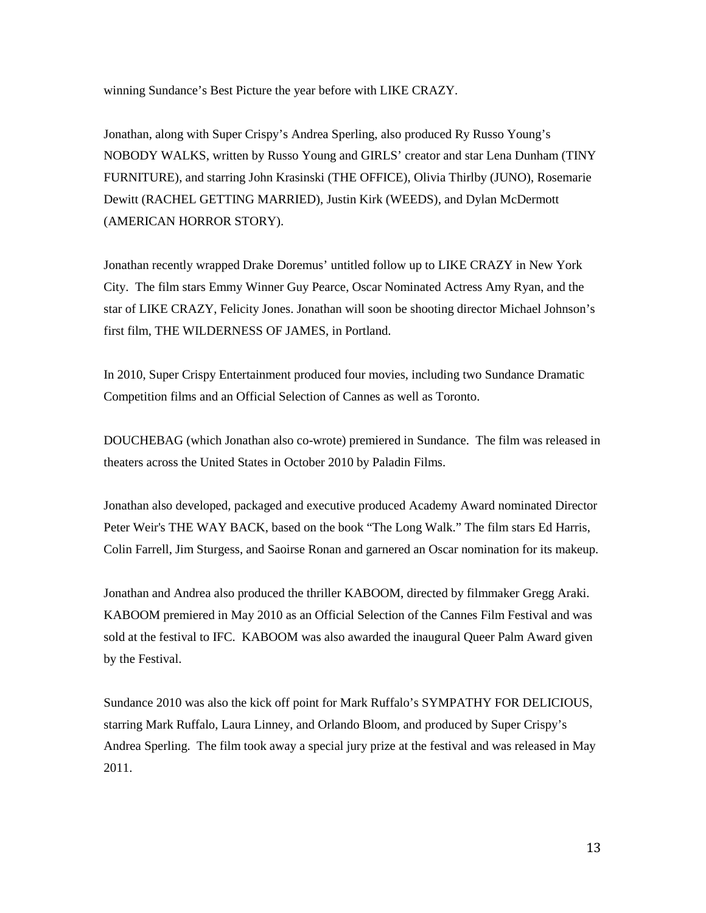winning Sundance's Best Picture the year before with LIKE CRAZY.

Jonathan, along with Super Crispy's Andrea Sperling, also produced Ry Russo Young's NOBODY WALKS, written by Russo Young and GIRLS' creator and star Lena Dunham (TINY FURNITURE), and starring John Krasinski (THE OFFICE), Olivia Thirlby (JUNO), Rosemarie Dewitt (RACHEL GETTING MARRIED), Justin Kirk (WEEDS), and Dylan McDermott (AMERICAN HORROR STORY).

Jonathan recently wrapped Drake Doremus' untitled follow up to LIKE CRAZY in New York City. The film stars Emmy Winner Guy Pearce, Oscar Nominated Actress Amy Ryan, and the star of LIKE CRAZY, Felicity Jones. Jonathan will soon be shooting director Michael Johnson's first film, THE WILDERNESS OF JAMES, in Portland.

In 2010, Super Crispy Entertainment produced four movies, including two Sundance Dramatic Competition films and an Official Selection of Cannes as well as Toronto.

DOUCHEBAG (which Jonathan also co-wrote) premiered in Sundance. The film was released in theaters across the United States in October 2010 by Paladin Films.

Jonathan also developed, packaged and executive produced Academy Award nominated Director Peter Weir's THE WAY BACK, based on the book "The Long Walk." The film stars Ed Harris, Colin Farrell, Jim Sturgess, and Saoirse Ronan and garnered an Oscar nomination for its makeup.

Jonathan and Andrea also produced the thriller KABOOM, directed by filmmaker Gregg Araki. KABOOM premiered in May 2010 as an Official Selection of the Cannes Film Festival and was sold at the festival to IFC. KABOOM was also awarded the inaugural Queer Palm Award given by the Festival.

Sundance 2010 was also the kick off point for Mark Ruffalo's SYMPATHY FOR DELICIOUS, starring Mark Ruffalo, Laura Linney, and Orlando Bloom, and produced by Super Crispy's Andrea Sperling. The film took away a special jury prize at the festival and was released in May 2011.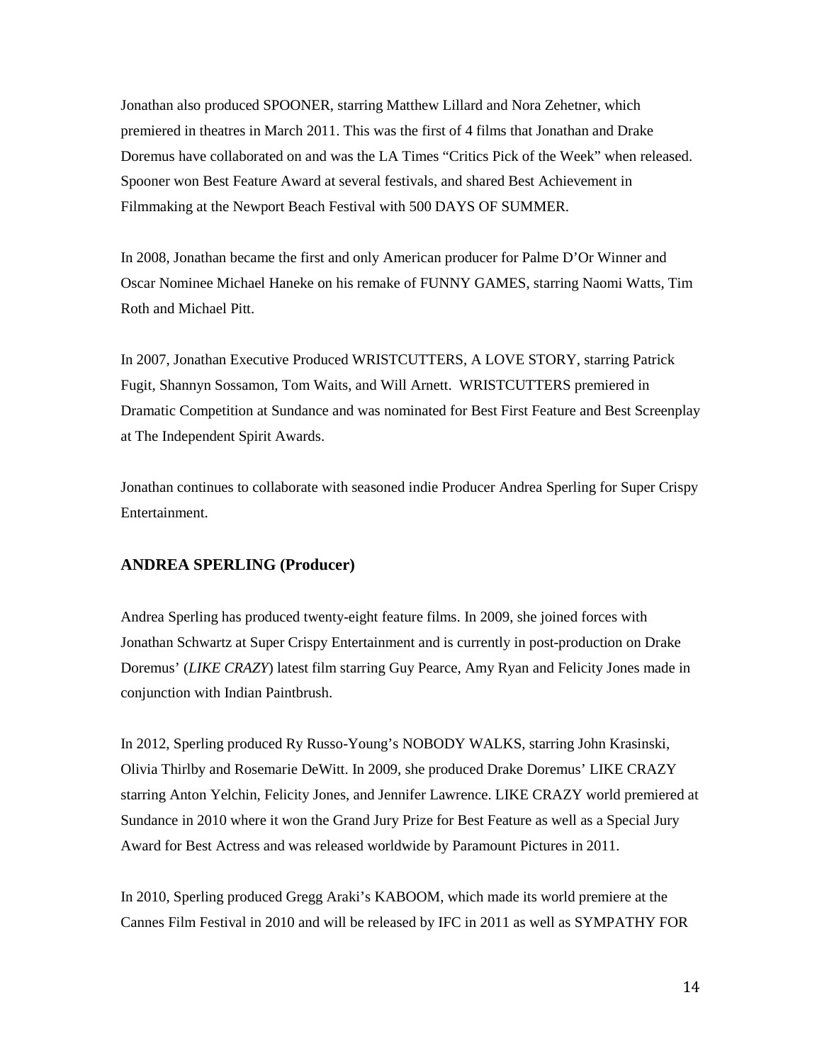Jonathan also produced SPOONER, starring Matthew Lillard and Nora Zehetner, which premiered in theatres in March 2011. This was the first of 4 films that Jonathan and Drake Doremus have collaborated on and was the LA Times "Critics Pick of the Week" when released. Spooner won Best Feature Award at several festivals, and shared Best Achievement in Filmmaking at the Newport Beach Festival with 500 DAYS OF SUMMER.

In 2008, Jonathan became the first and only American producer for Palme D'Or Winner and Oscar Nominee Michael Haneke on his remake of FUNNY GAMES, starring Naomi Watts, Tim Roth and Michael Pitt.

In 2007, Jonathan Executive Produced WRISTCUTTERS, A LOVE STORY, starring Patrick Fugit, Shannyn Sossamon, Tom Waits, and Will Arnett. WRISTCUTTERS premiered in Dramatic Competition at Sundance and was nominated for Best First Feature and Best Screenplay at The Independent Spirit Awards.

Jonathan continues to collaborate with seasoned indie Producer Andrea Sperling for Super Crispy Entertainment.

## ANDREA SPERLING (Producer)

Andrea Sperling has produced twenty-eight feature films. In 2009, she joined forces with Jonathan Schwartz at Super Crispy Entertainment and is currently in post-production on Drake Doremus' (*LIKE CRAZY*) latest film starring Guy Pearce, Amy Ryan and Felicity Jones made in conjunction with Indian Paintbrush.

In 2012, Sperling produced Ry Russo-Young's NOBODY WALKS, starring John Krasinski, Olivia Thirlby and Rosemarie DeWitt. In 2009, she produced Drake Doremus' LIKE CRAZY starring Anton Yelchin, Felicity Jones, and Jennifer Lawrence. LIKE CRAZY world premiered at Sundance in 2010 where it won the Grand Jury Prize for Best Feature as well as a Special Jury Award for Best Actress and was released worldwide by Paramount Pictures in 2011.

In 2010, Sperling produced Gregg Araki's KABOOM, which made its world premiere at the Cannes Film Festival in 2010 and will be released by IFC in 2011 as well as SYMPATHY FOR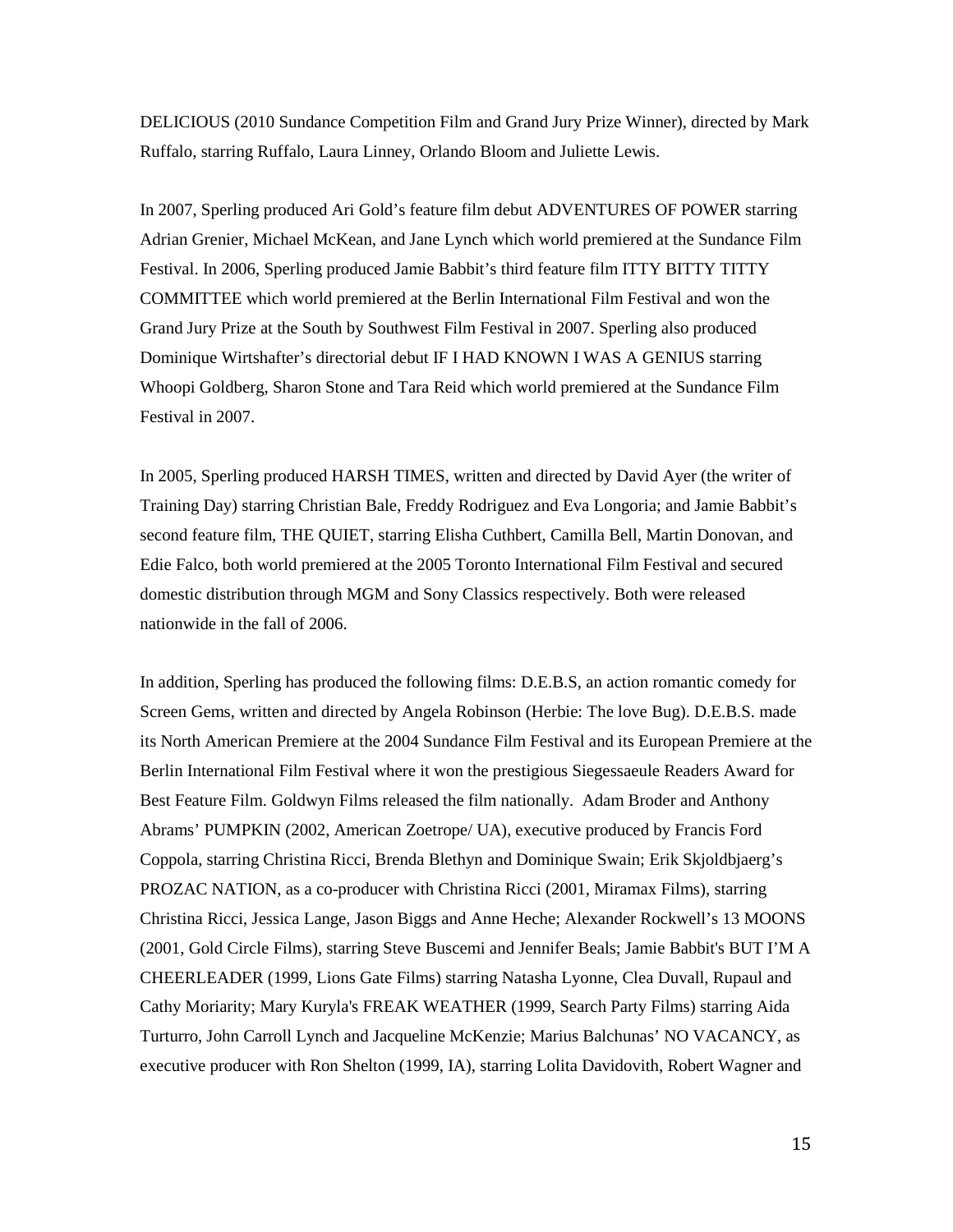DELICIOUS (2010 Sundance Competition Film and Grand Jury Prize Winner), directed by Mark Ruffalo, starring Ruffalo, Laura Linney, Orlando Bloom and Juliette Lewis.

In 2007, Sperling produced Ari Gold's feature film debut ADVENTURES OF POWER starring Adrian Grenier, Michael McKean, and Jane Lynch which world premiered at the Sundance Film Festival. In 2006, Sperling produced Jamie Babbit's third feature film ITTY BITTY TITTY COMMITTEE which world premiered at the Berlin International Film Festival and won the Grand Jury Prize at the South by Southwest Film Festival in 2007. Sperling also produced Dominique Wirtshafter's directorial debut IF I HAD KNOWN I WAS A GENIUS starring Whoopi Goldberg, Sharon Stone and Tara Reid which world premiered at the Sundance Film Festival in 2007.

In 2005, Sperling produced HARSH TIMES, written and directed by David Ayer (the writer of Training Day) starring Christian Bale, Freddy Rodriguez and Eva Longoria; and Jamie Babbit's second feature film, THE QUIET, starring Elisha Cuthbert, Camilla Bell, Martin Donovan, and Edie Falco, both world premiered at the 2005 Toronto International Film Festival and secured domestic distribution through MGM and Sony Classics respectively. Both were released nationwide in the fall of 2006.

In addition, Sperling has produced the following films: D.E.B.S, an action romantic comedy for Screen Gems, written and directed by Angela Robinson (Herbie: The love Bug). D.E.B.S. made its North American Premiere at the 2004 Sundance Film Festival and its European Premiere at the Berlin International Film Festival where it won the prestigious Siegessaeule Readers Award for Best Feature Film. Goldwyn Films released the film nationally. Adam Broder and Anthony Abrams' PUMPKIN (2002, American Zoetrope/ UA), executive produced by Francis Ford Coppola, starring Christina Ricci, Brenda Blethyn and Dominique Swain; Erik Skjoldbjaerg's PROZAC NATION, as a co-producer with Christina Ricci (2001, Miramax Films), starring Christina Ricci, Jessica Lange, Jason Biggs and Anne Heche; Alexander Rockwell's 13 MOONS (2001, Gold Circle Films), starring Steve Buscemi and Jennifer Beals; Jamie Babbit's BUT I'M A CHEERLEADER (1999, Lions Gate Films) starring Natasha Lyonne, Clea Duvall, Rupaul and Cathy Moriarity; Mary Kuryla's FREAK WEATHER (1999, Search Party Films) starring Aida Turturro, John Carroll Lynch and Jacqueline McKenzie; Marius Balchunas' NO VACANCY, as executive producer with Ron Shelton (1999, IA), starring Lolita Davidovith, Robert Wagner and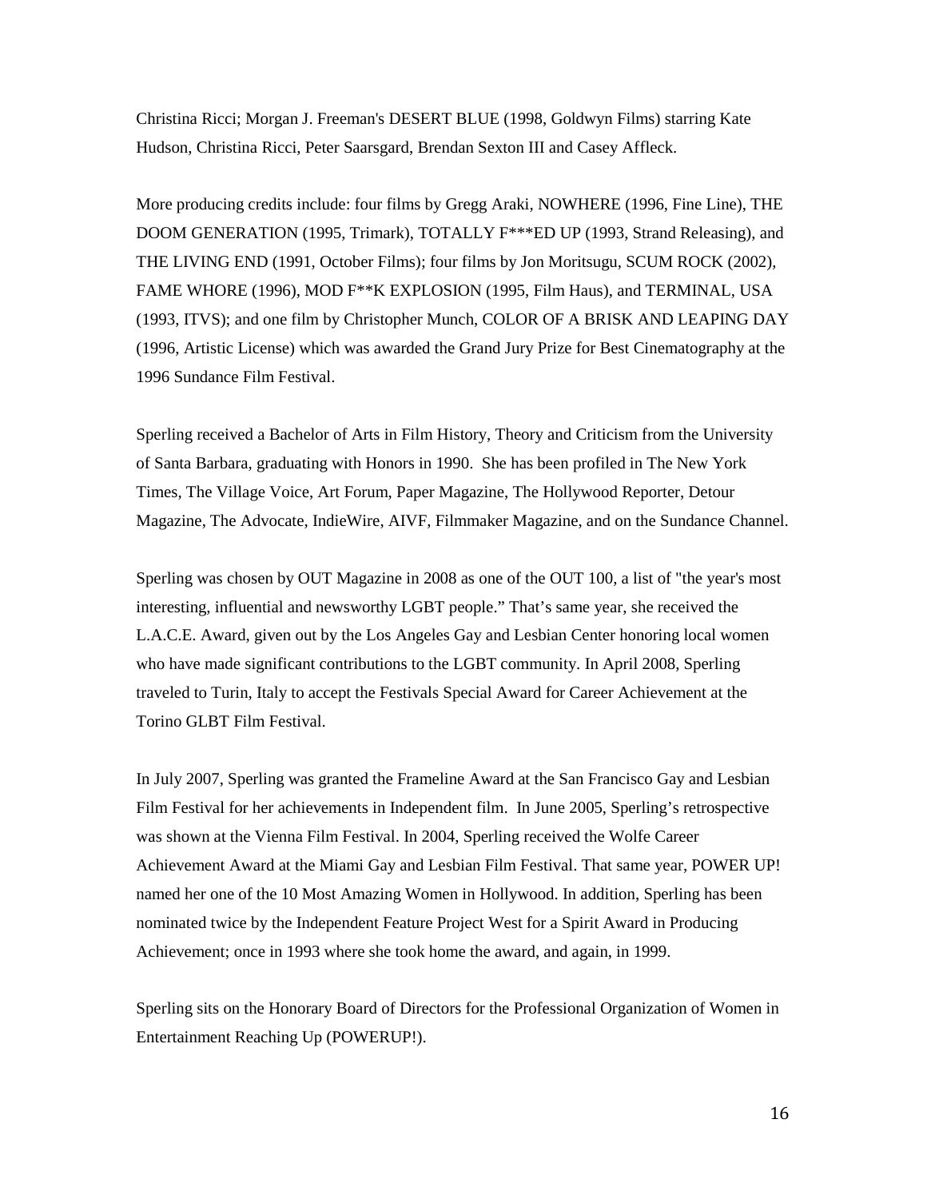Christina Ricci; Morgan J. Freeman's DESERT BLUE (1998, Goldwyn Films) starring Kate Hudson, Christina Ricci, Peter Saarsgard, Brendan Sexton III and Casey Affleck.

More producing credits include: four films by Gregg Araki, NOWHERE (1996, Fine Line), THE DOOM GENERATION (1995, Trimark), TOTALLY F***ED UP (1993, Strand Releasing), and THE LIVING END (1991, October Films); four films by Jon Moritsugu, SCUM ROCK (2002), FAME WHORE (1996), MOD F**K EXPLOSION (1995, Film Haus), and TERMINAL, USA (1993, ITVS); and one film by Christopher Munch, COLOR OF A BRISK AND LEAPING DAY (1996, Artistic License) which was awarded the Grand Jury Prize for Best Cinematography at the 1996 Sundance Film Festival.

Sperling received a Bachelor of Arts in Film History, Theory and Criticism from the University of Santa Barbara, graduating with Honors in 1990. She has been profiled in The New York Times, The Village Voice, Art Forum, Paper Magazine, The Hollywood Reporter, Detour Magazine, The Advocate, IndieWire, AIVF, Filmmaker Magazine, and on the Sundance Channel.

Sperling was chosen by OUT Magazine in 2008 as one of the OUT 100, a list of "the year's most interesting, influential and newsworthy LGBT people." That's same year, she received the L.A.C.E. Award, given out by the Los Angeles Gay and Lesbian Center honoring local women who have made significant contributions to the LGBT community. In April 2008, Sperling traveled to Turin, Italy to accept the Festivals Special Award for Career Achievement at the Torino GLBT Film Festival.

In July 2007, Sperling was granted the Frameline Award at the San Francisco Gay and Lesbian Film Festival for her achievements in Independent film. In June 2005, Sperling's retrospective was shown at the Vienna Film Festival. In 2004, Sperling received the Wolfe Career Achievement Award at the Miami Gay and Lesbian Film Festival. That same year, POWER UP! named her one of the 10 Most Amazing Women in Hollywood. In addition, Sperling has been nominated twice by the Independent Feature Project West for a Spirit Award in Producing Achievement; once in 1993 where she took home the award, and again, in 1999.

Sperling sits on the Honorary Board of Directors for the Professional Organization of Women in Entertainment Reaching Up (POWERUP!).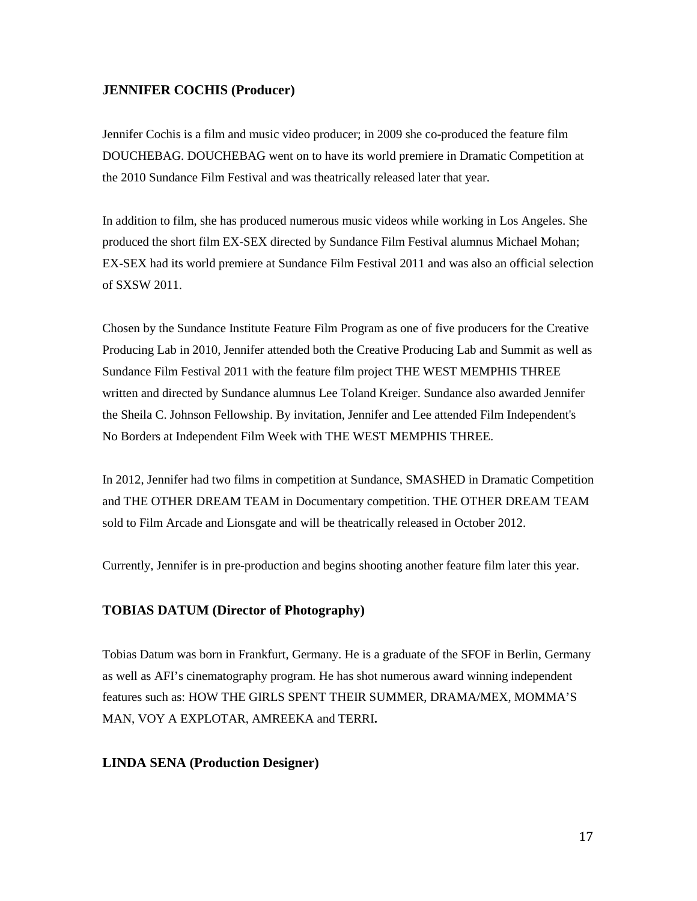### JENNIFER COCHIS (Producer)

Jennifer Cochis is a film and music video producer; in 2009 she co-produced the feature film DOUCHEBAG. DOUCHEBAG went on to have its world premiere in Dramatic Competition at the 2010 Sundance Film Festival and was theatrically released later that year.

In addition to film, she has produced numerous music videos while working in Los Angeles. She produced the short film EX-SEX directed by Sundance Film Festival alumnus Michael Mohan; EX-SEX had its world premiere at Sundance Film Festival 2011 and was also an official selection of SXSW 2011.

Chosen by the Sundance Institute Feature Film Program as one of five producers for the Creative Producing Lab in 2010, Jennifer attended both the Creative Producing Lab and Summit as well as Sundance Film Festival 2011 with the feature film project THE WEST MEMPHIS THREE written and directed by Sundance alumnus Lee Toland Kreiger. Sundance also awarded Jennifer the Sheila C. Johnson Fellowship. By invitation, Jennifer and Lee attended Film Independent's No Borders at Independent Film Week with THE WEST MEMPHIS THREE.

In 2012, Jennifer had two films in competition at Sundance, SMASHED in Dramatic Competition and THE OTHER DREAM TEAM in Documentary competition. THE OTHER DREAM TEAM sold to Film Arcade and Lionsgate and will be theatrically released in October 2012.

Currently, Jennifer is in pre-production and begins shooting another feature film later this year.

### TOBIAS DATUM (Director of Photography)

Tobias Datum was born in Frankfurt, Germany. He is a graduate of the SFOF in Berlin, Germany as well as AFI's cinematography program. He has shot numerous award winning independent features such as: HOW THE GIRLS SPENT THEIR SUMMER, DRAMA/MEX, MOMMA'S MAN, VOY A EXPLOTAR, AMREEKA and TERRI**.**

### LINDA SENA (Production Designer)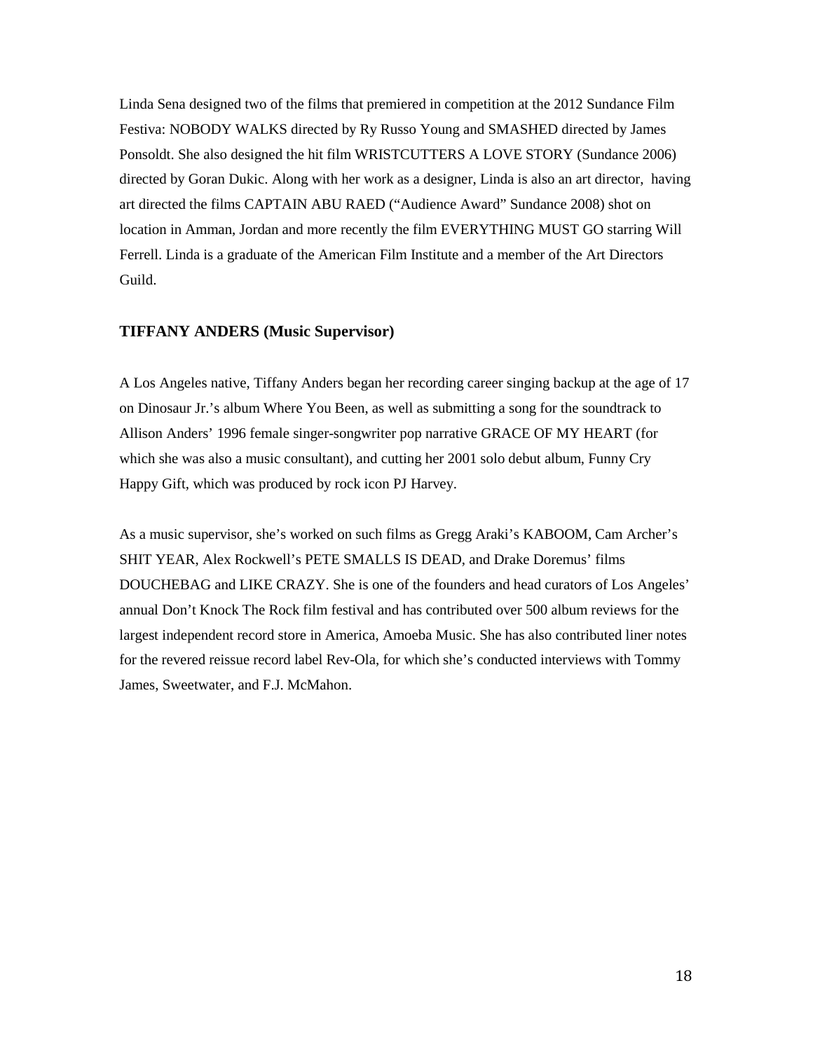Linda Sena designed two of the films that premiered in competition at the 2012 Sundance Film Festiva: NOBODY WALKS directed by Ry Russo Young and SMASHED directed by James Ponsoldt. She also designed the hit film WRISTCUTTERS A LOVE STORY (Sundance 2006) directed by Goran Dukic. Along with her work as a designer, Linda is also an art director, having art directed the films CAPTAIN ABU RAED ("Audience Award" Sundance 2008) shot on location in Amman, Jordan and more recently the film EVERYTHING MUST GO starring Will Ferrell. Linda is a graduate of the American Film Institute and a member of the Art Directors Guild.

### TIFFANY ANDERS (Music Supervisor)

A Los Angeles native, Tiffany Anders began her recording career singing backup at the age of 17 on Dinosaur Jr.'s album Where You Been, as well as submitting a song for the soundtrack to Allison Anders' 1996 female singer-songwriter pop narrative GRACE OF MY HEART (for which she was also a music consultant), and cutting her 2001 solo debut album, Funny Cry Happy Gift, which was produced by rock icon PJ Harvey.

As a music supervisor, she's worked on such films as Gregg Araki's KABOOM, Cam Archer's SHIT YEAR, Alex Rockwell's PETE SMALLS IS DEAD, and Drake Doremus' films DOUCHEBAG and LIKE CRAZY. She is one of the founders and head curators of Los Angeles' annual Don't Knock The Rock film festival and has contributed over 500 album reviews for the largest independent record store in America, Amoeba Music. She has also contributed liner notes for the revered reissue record label Rev-Ola, for which she's conducted interviews with Tommy James, Sweetwater, and F.J. McMahon.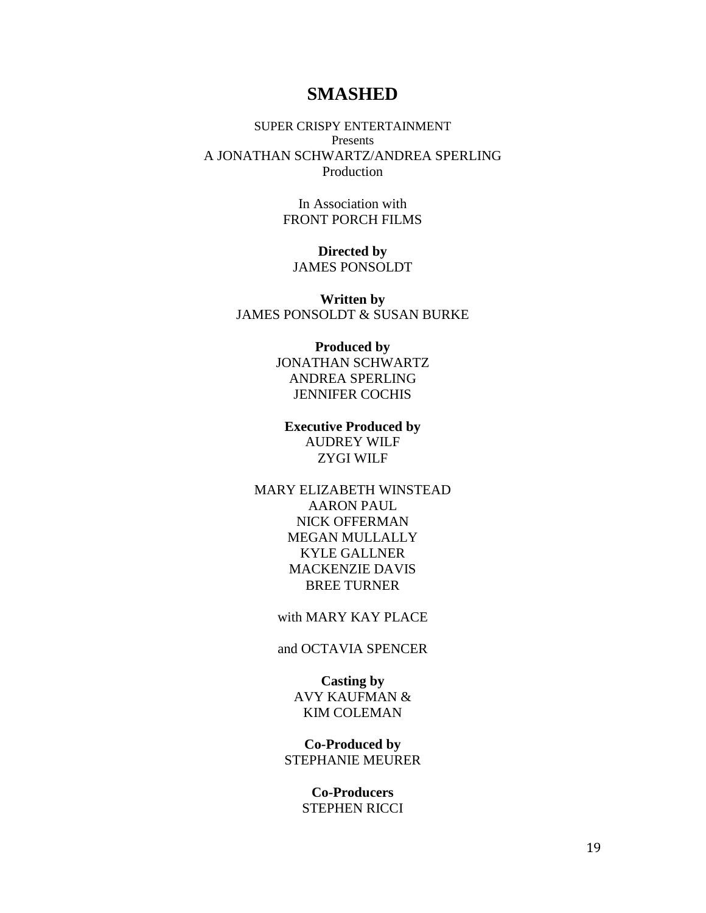# SMASHED

SUPER CRISPY ENTERTAINMENT
Presents
A JONATHAN SCHWARTZ/ANDREA SPERLING
Production

In Association with
FRONT PORCH FILMS

**Directed by**
JAMES PONSOLDT

**Written by**
JAMES PONSOLDT & SUSAN BURKE

**Produced by**
JONATHAN SCHWARTZ
ANDREA SPERLING
JENNIFER COCHIS

**Executive Produced by**
AUDREY WILF
ZYGI WILF

MARY ELIZABETH WINSTEAD
AARON PAUL
NICK OFFERMAN
MEGAN MULLALLY
KYLE GALLNER
MACKENZIE DAVIS
BREE TURNER

with MARY KAY PLACE

and OCTAVIA SPENCER

**Casting by**
AVY KAUFMAN &
KIM COLEMAN

**Co-Produced by**
STEPHANIE MEURER

**Co-Producers**
STEPHEN RICCI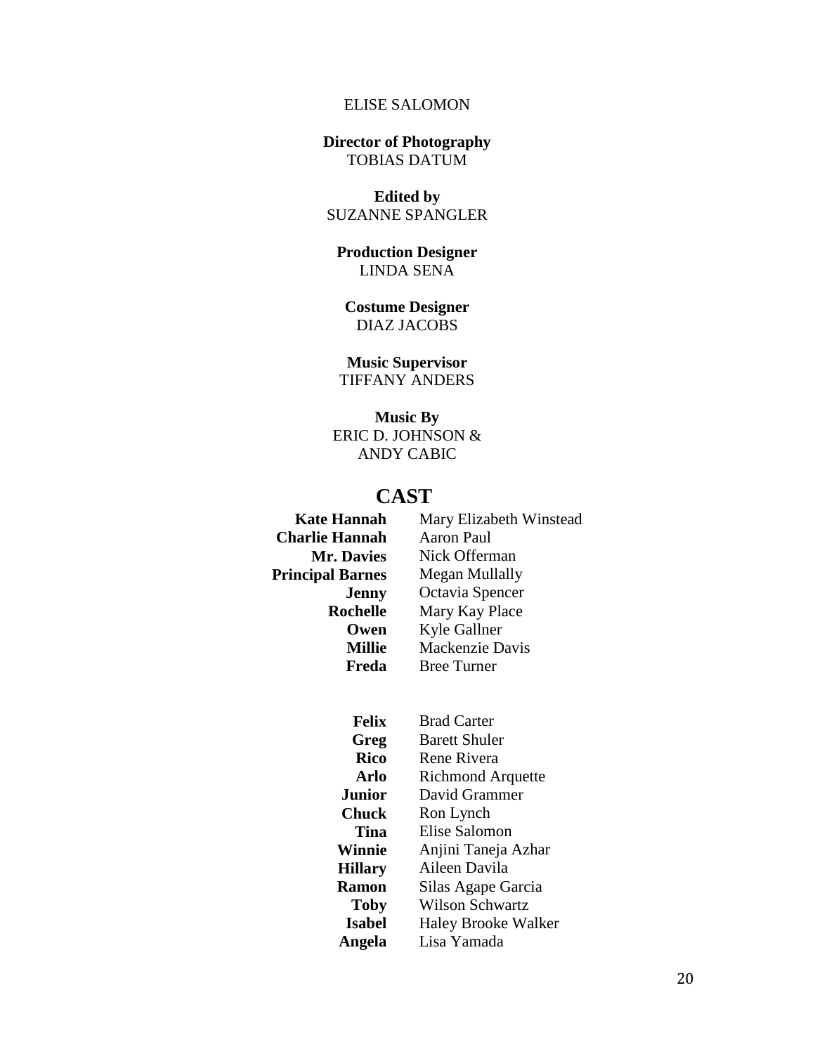ELISE SALOMON

**Director of Photography**
TOBIAS DATUM

**Edited by**
SUZANNE SPANGLER

**Production Designer**
LINDA SENA

**Costume Designer**
DIAZ JACOBS

**Music Supervisor**
TIFFANY ANDERS

**Music By**
ERIC D. JOHNSON &
ANDY CABIC

## CAST

| | |
|---|---|
| **Kate Hannah** | Mary Elizabeth Winstead |
| **Charlie Hannah** | Aaron Paul |
| **Mr. Davies** | Nick Offerman |
| **Principal Barnes** | Megan Mullally |
| **Jenny** | Octavia Spencer |
| **Rochelle** | Mary Kay Place |
| **Owen** | Kyle Gallner |
| **Millie** | Mackenzie Davis |
| **Freda** | Bree Turner |

| | |
|---|---|
| **Felix** | Brad Carter |
| **Greg** | Barett Shuler |
| **Rico** | Rene Rivera |
| **Arlo** | Richmond Arquette |
| **Junior** | David Grammer |
| **Chuck** | Ron Lynch |
| **Tina** | Elise Salomon |
| **Winnie** | Anjini Taneja Azhar |
| **Hillary** | Aileen Davila |
| **Ramon** | Silas Agape Garcia |
| **Toby** | Wilson Schwartz |
| **Isabel** | Haley Brooke Walker |
| **Angela** | Lisa Yamada |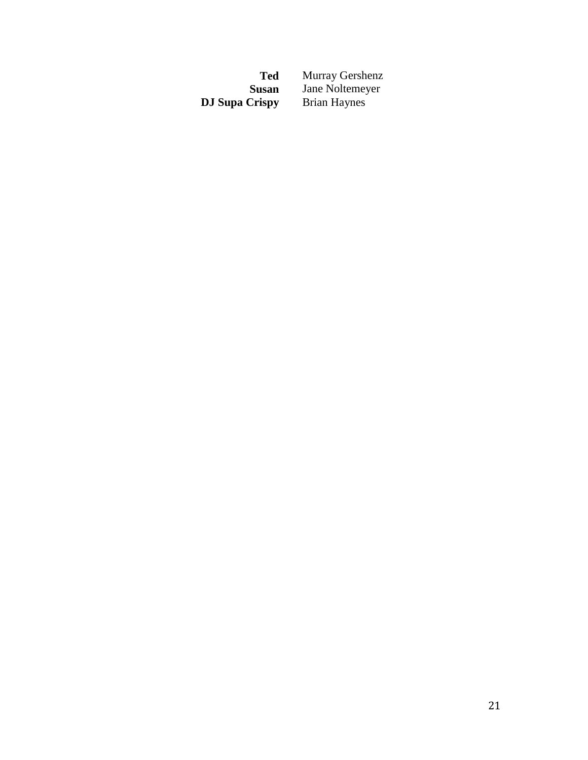| | |
|---|---|
| **Ted** | Murray Gershenz |
| **Susan** | Jane Noltemeyer |
| **DJ Supa Crispy** | Brian Haynes |